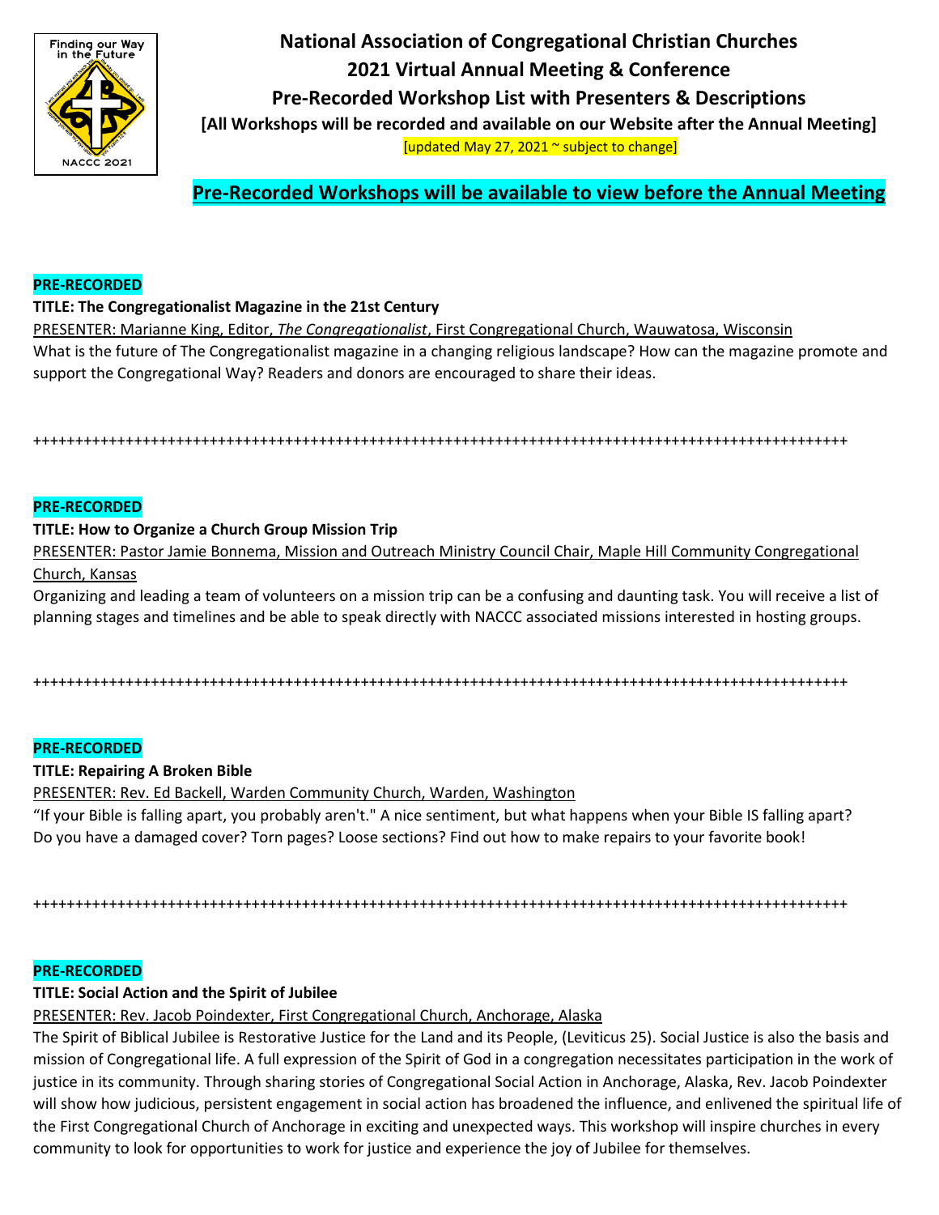# National Association of Congregational Christian Churches
# 2021 Virtual Annual Meeting & Conference
## Pre-Recorded Workshop List with Presenters & Descriptions

**[All Workshops will be recorded and available on our Website after the Annual Meeting]**

[updated May 27, 2021 ~ subject to change]

**Pre-Recorded Workshops will be available to view before the Annual Meeting**

**PRE-RECORDED**

**TITLE: The Congregationalist Magazine in the 21st Century**

PRESENTER: Marianne King, Editor, *The Congregationalist*, First Congregational Church, Wauwatosa, Wisconsin

What is the future of The Congregationalist magazine in a changing religious landscape? How can the magazine promote and support the Congregational Way? Readers and donors are encouraged to share their ideas.

++++++++++++++++++++++++++++++++++++++++++++++++++++++++++++++++++++++++++++++++++++++++++++++

**PRE-RECORDED**

**TITLE: How to Organize a Church Group Mission Trip**

PRESENTER: Pastor Jamie Bonnema, Mission and Outreach Ministry Council Chair, Maple Hill Community Congregational Church, Kansas

Organizing and leading a team of volunteers on a mission trip can be a confusing and daunting task. You will receive a list of planning stages and timelines and be able to speak directly with NACCC associated missions interested in hosting groups.

++++++++++++++++++++++++++++++++++++++++++++++++++++++++++++++++++++++++++++++++++++++++++++++

**PRE-RECORDED**

**TITLE: Repairing A Broken Bible**

PRESENTER: Rev. Ed Backell, Warden Community Church, Warden, Washington

"If your Bible is falling apart, you probably aren't." A nice sentiment, but what happens when your Bible IS falling apart? Do you have a damaged cover? Torn pages? Loose sections? Find out how to make repairs to your favorite book!

++++++++++++++++++++++++++++++++++++++++++++++++++++++++++++++++++++++++++++++++++++++++++++++

**PRE-RECORDED**

**TITLE: Social Action and the Spirit of Jubilee**

PRESENTER: Rev. Jacob Poindexter, First Congregational Church, Anchorage, Alaska

The Spirit of Biblical Jubilee is Restorative Justice for the Land and its People, (Leviticus 25). Social Justice is also the basis and mission of Congregational life. A full expression of the Spirit of God in a congregation necessitates participation in the work of justice in its community. Through sharing stories of Congregational Social Action in Anchorage, Alaska, Rev. Jacob Poindexter will show how judicious, persistent engagement in social action has broadened the influence, and enlivened the spiritual life of the First Congregational Church of Anchorage in exciting and unexpected ways. This workshop will inspire churches in every community to look for opportunities to work for justice and experience the joy of Jubilee for themselves.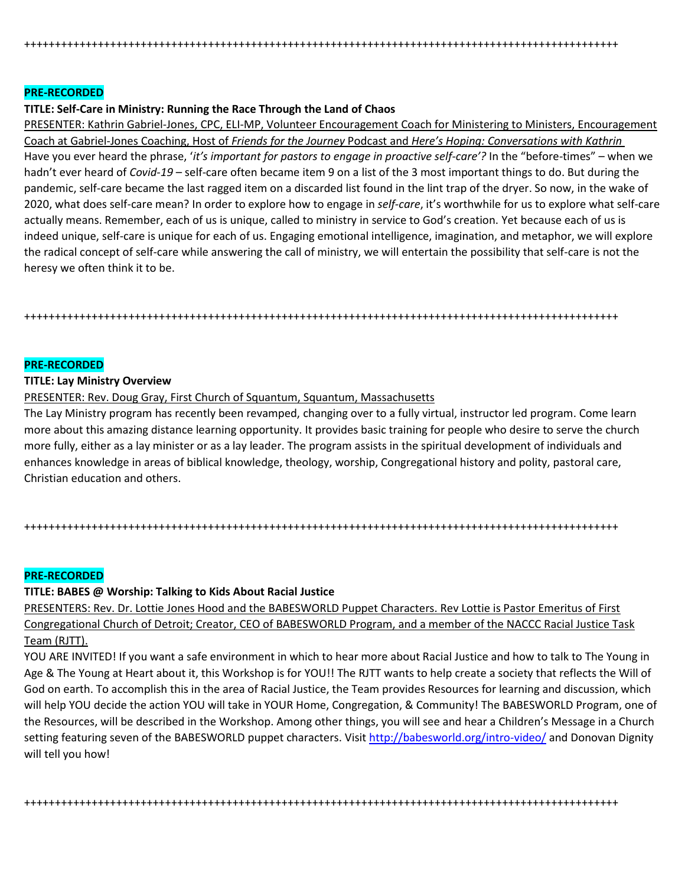++++++++++++++++++++++++++++++++++++++++++++++++++++++++++++++++++++++++++++++++++++++++++++++++

**PRE-RECORDED**

**TITLE: Self-Care in Ministry: Running the Race Through the Land of Chaos**

PRESENTER: Kathrin Gabriel-Jones, CPC, ELI-MP, Volunteer Encouragement Coach for Ministering to Ministers, Encouragement Coach at Gabriel-Jones Coaching, Host of *Friends for the Journey* Podcast and *Here's Hoping: Conversations with Kathrin*

Have you ever heard the phrase, '*it's important for pastors to engage in proactive self-care'?* In the "before-times" – when we hadn't ever heard of *Covid-19* – self-care often became item 9 on a list of the 3 most important things to do. But during the pandemic, self-care became the last ragged item on a discarded list found in the lint trap of the dryer. So now, in the wake of 2020, what does self-care mean? In order to explore how to engage in *self-care*, it's worthwhile for us to explore what self-care actually means. Remember, each of us is unique, called to ministry in service to God's creation. Yet because each of us is indeed unique, self-care is unique for each of us. Engaging emotional intelligence, imagination, and metaphor, we will explore the radical concept of self-care while answering the call of ministry, we will entertain the possibility that self-care is not the heresy we often think it to be.

++++++++++++++++++++++++++++++++++++++++++++++++++++++++++++++++++++++++++++++++++++++++++++++++

**PRE-RECORDED**

**TITLE: Lay Ministry Overview**

PRESENTER: Rev. Doug Gray, First Church of Squantum, Squantum, Massachusetts

The Lay Ministry program has recently been revamped, changing over to a fully virtual, instructor led program. Come learn more about this amazing distance learning opportunity. It provides basic training for people who desire to serve the church more fully, either as a lay minister or as a lay leader. The program assists in the spiritual development of individuals and enhances knowledge in areas of biblical knowledge, theology, worship, Congregational history and polity, pastoral care, Christian education and others.

++++++++++++++++++++++++++++++++++++++++++++++++++++++++++++++++++++++++++++++++++++++++++++++++

**PRE-RECORDED**

**TITLE: BABES @ Worship: Talking to Kids About Racial Justice**

PRESENTERS: Rev. Dr. Lottie Jones Hood and the BABESWORLD Puppet Characters. Rev Lottie is Pastor Emeritus of First Congregational Church of Detroit; Creator, CEO of BABESWORLD Program, and a member of the NACCC Racial Justice Task Team (RJTT).

YOU ARE INVITED! If you want a safe environment in which to hear more about Racial Justice and how to talk to The Young in Age & The Young at Heart about it, this Workshop is for YOU!! The RJTT wants to help create a society that reflects the Will of God on earth. To accomplish this in the area of Racial Justice, the Team provides Resources for learning and discussion, which will help YOU decide the action YOU will take in YOUR Home, Congregation, & Community! The BABESWORLD Program, one of the Resources, will be described in the Workshop. Among other things, you will see and hear a Children's Message in a Church setting featuring seven of the BABESWORLD puppet characters. Visit http://babesworld.org/intro-video/ and Donovan Dignity will tell you how!

++++++++++++++++++++++++++++++++++++++++++++++++++++++++++++++++++++++++++++++++++++++++++++++++